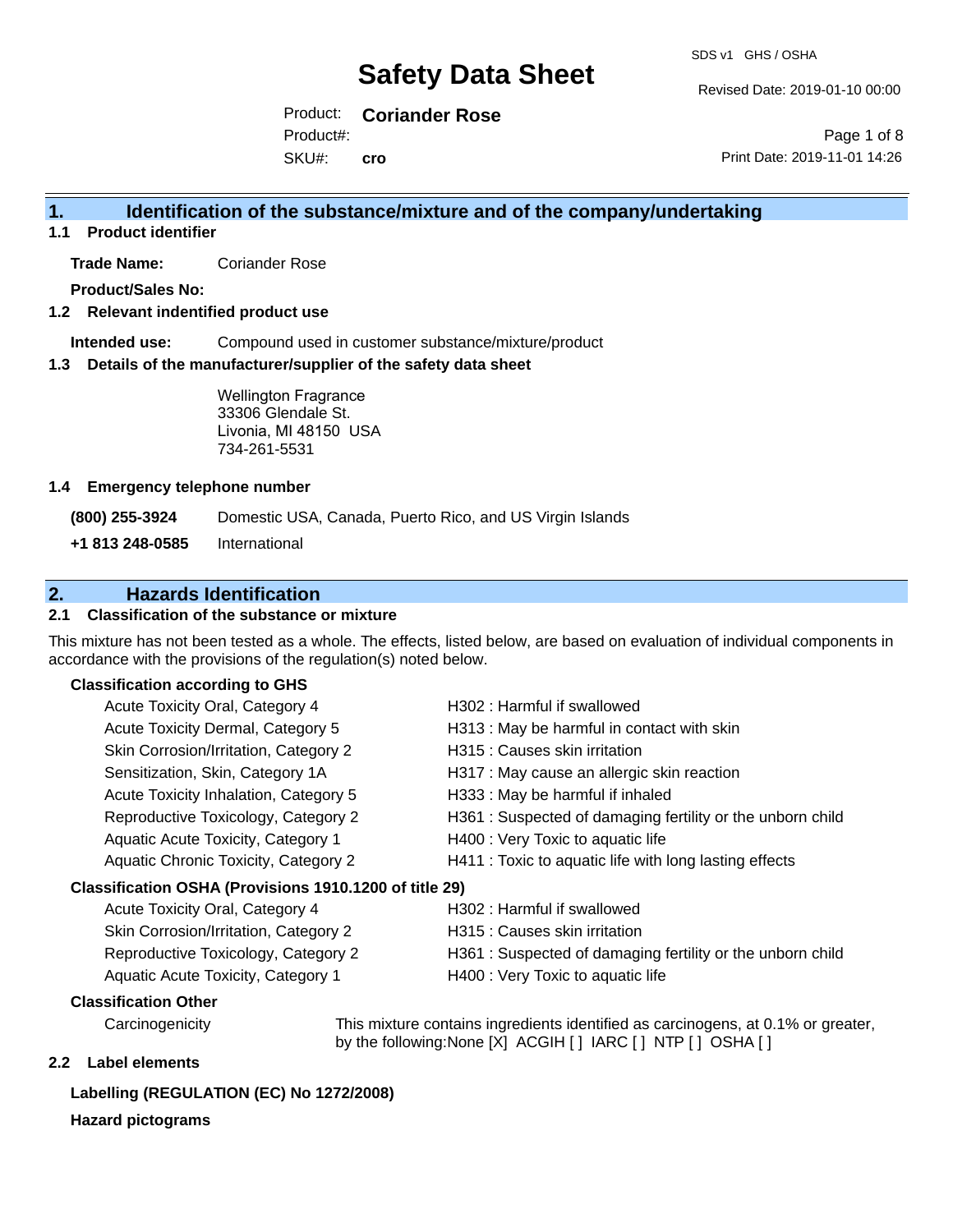# Safety Data Sheet

SDS v1 GHS / OSHA

Revised Date: 2019-01-10 00:00

Product: **Coriander Rose**
Product#:
SKU#: **cro**

Print Date: 2019-11-01 14:26

## 1. Identification of the substance/mixture and of the company/undertaking

### 1.1 Product identifier

**Trade Name:** Coriander Rose

**Product/Sales No:**

### 1.2 Relevant identified product use

**Intended use:** Compound used in customer substance/mixture/product

### 1.3 Details of the manufacturer/supplier of the safety data sheet

Wellington Fragrance
33306 Glendale St.
Livonia, MI 48150 USA
734-261-5531

### 1.4 Emergency telephone number

**(800) 255-3924** Domestic USA, Canada, Puerto Rico, and US Virgin Islands

**+1 813 248-0585** International

## 2. Hazards Identification

### 2.1 Classification of the substance or mixture

This mixture has not been tested as a whole. The effects, listed below, are based on evaluation of individual components in accordance with the provisions of the regulation(s) noted below.

**Classification according to GHS**

| | |
|---|---|
| Acute Toxicity Oral, Category 4 | H302 : Harmful if swallowed |
| Acute Toxicity Dermal, Category 5 | H313 : May be harmful in contact with skin |
| Skin Corrosion/Irritation, Category 2 | H315 : Causes skin irritation |
| Sensitization, Skin, Category 1A | H317 : May cause an allergic skin reaction |
| Acute Toxicity Inhalation, Category 5 | H333 : May be harmful if inhaled |
| Reproductive Toxicology, Category 2 | H361 : Suspected of damaging fertility or the unborn child |
| Aquatic Acute Toxicity, Category 1 | H400 : Very Toxic to aquatic life |
| Aquatic Chronic Toxicity, Category 2 | H411 : Toxic to aquatic life with long lasting effects |

**Classification OSHA (Provisions 1910.1200 of title 29)**

| | |
|---|---|
| Acute Toxicity Oral, Category 4 | H302 : Harmful if swallowed |
| Skin Corrosion/Irritation, Category 2 | H315 : Causes skin irritation |
| Reproductive Toxicology, Category 2 | H361 : Suspected of damaging fertility or the unborn child |
| Aquatic Acute Toxicity, Category 1 | H400 : Very Toxic to aquatic life |

**Classification Other**

Carcinogenicity: This mixture contains ingredients identified as carcinogens, at 0.1% or greater, by the following:None [X] ACGIH [ ] IARC [ ] NTP [ ] OSHA [ ]

### 2.2 Label elements

**Labelling (REGULATION (EC) No 1272/2008)**

**Hazard pictograms**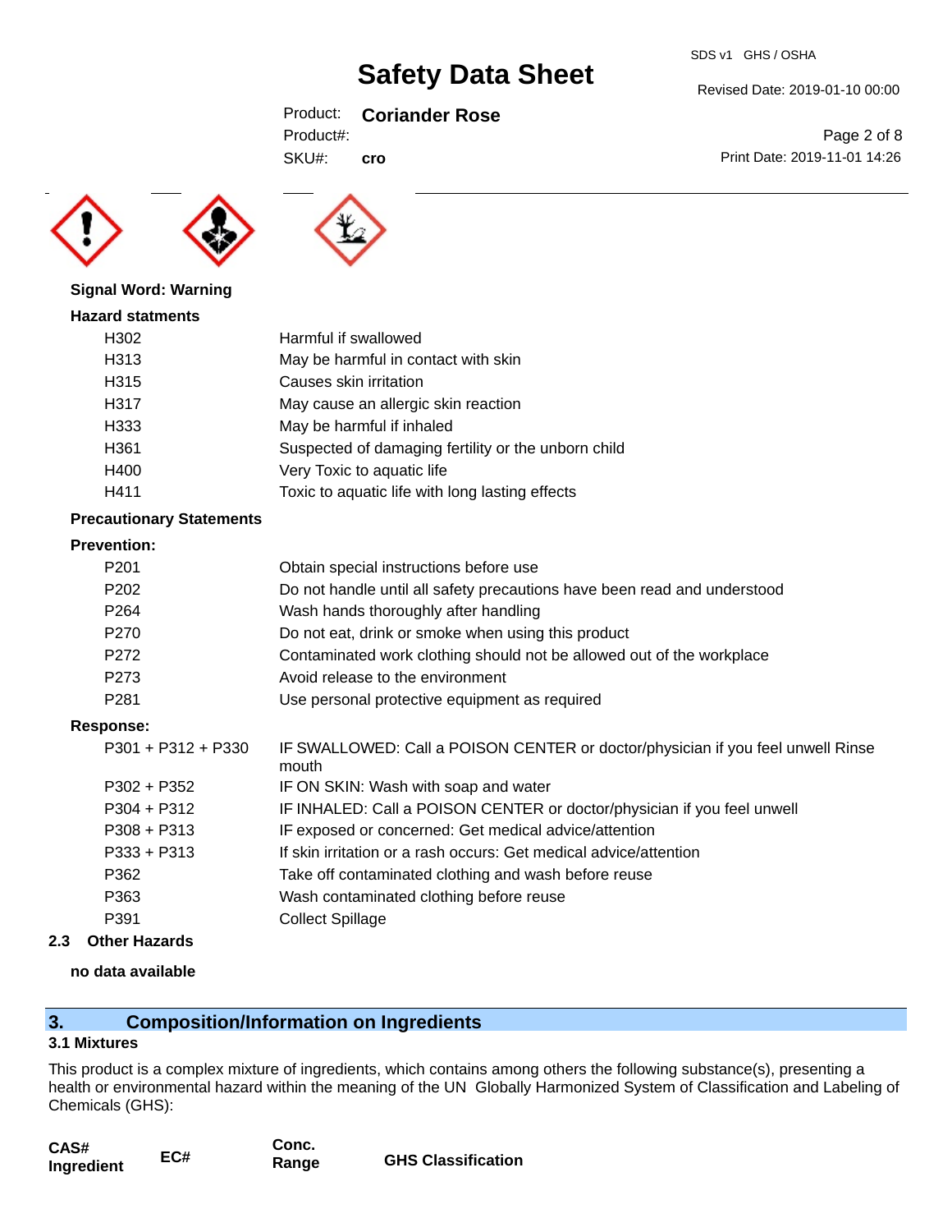**Signal Word: Warning**

**Hazard statments**

| | |
|---|---|
| H302 | Harmful if swallowed |
| H313 | May be harmful in contact with skin |
| H315 | Causes skin irritation |
| H317 | May cause an allergic skin reaction |
| H333 | May be harmful if inhaled |
| H361 | Suspected of damaging fertility or the unborn child |
| H400 | Very Toxic to aquatic life |
| H411 | Toxic to aquatic life with long lasting effects |

**Precautionary Statements**

**Prevention:**

| | |
|---|---|
| P201 | Obtain special instructions before use |
| P202 | Do not handle until all safety precautions have been read and understood |
| P264 | Wash hands thoroughly after handling |
| P270 | Do not eat, drink or smoke when using this product |
| P272 | Contaminated work clothing should not be allowed out of the workplace |
| P273 | Avoid release to the environment |
| P281 | Use personal protective equipment as required |

**Response:**

| | |
|---|---|
| P301 + P312 + P330 | IF SWALLOWED: Call a POISON CENTER or doctor/physician if you feel unwell Rinse mouth |
| P302 + P352 | IF ON SKIN: Wash with soap and water |
| P304 + P312 | IF INHALED: Call a POISON CENTER or doctor/physician if you feel unwell |
| P308 + P313 | IF exposed or concerned: Get medical advice/attention |
| P333 + P313 | If skin irritation or a rash occurs: Get medical advice/attention |
| P362 | Take off contaminated clothing and wash before reuse |
| P363 | Wash contaminated clothing before reuse |
| P391 | Collect Spillage |

### 2.3 Other Hazards

**no data available**

## 3. Composition/Information on Ingredients

### 3.1 Mixtures

This product is a complex mixture of ingredients, which contains among others the following substance(s), presenting a health or environmental hazard within the meaning of the UN Globally Harmonized System of Classification and Labeling of Chemicals (GHS):

| CAS# Ingredient | EC# | Conc. Range | GHS Classification |
|---|---|---|---|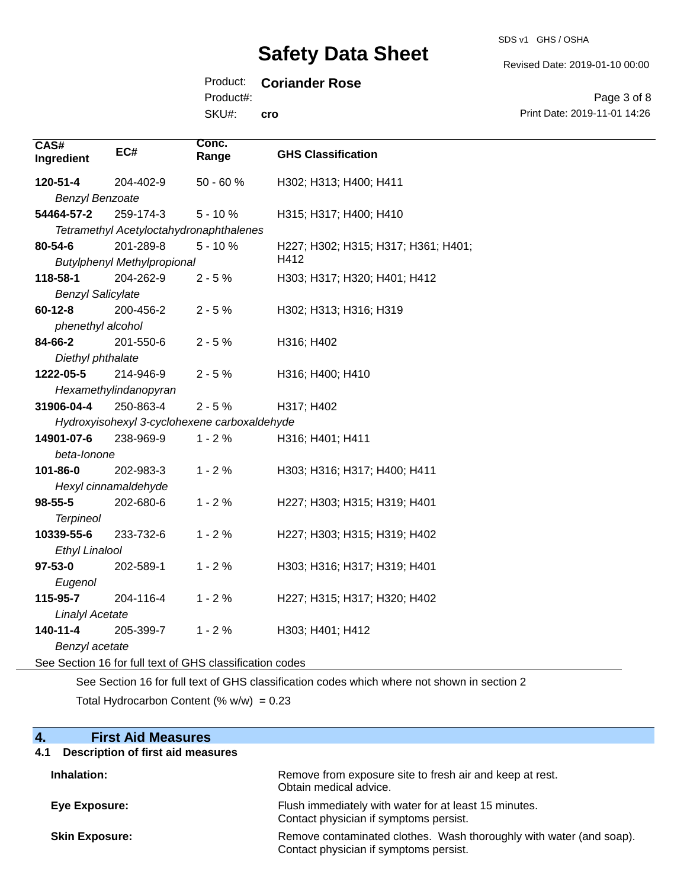| CAS# Ingredient | EC# | Conc. Range | GHS Classification |
|---|---|---|---|
| **120-51-4** *Benzyl Benzoate* | 204-402-9 | 50 - 60 % | H302; H313; H400; H411 |
| **54464-57-2** *Tetramethyl Acetyloctahydronaphthalenes* | 259-174-3 | 5 - 10 % | H315; H317; H400; H410 |
| **80-54-6** *Butylphenyl Methylpropional* | 201-289-8 | 5 - 10 % | H227; H302; H315; H317; H361; H401; H412 |
| **118-58-1** *Benzyl Salicylate* | 204-262-9 | 2 - 5 % | H303; H317; H320; H401; H412 |
| **60-12-8** *phenethyl alcohol* | 200-456-2 | 2 - 5 % | H302; H313; H316; H319 |
| **84-66-2** *Diethyl phthalate* | 201-550-6 | 2 - 5 % | H316; H402 |
| **1222-05-5** *Hexamethylindanopyran* | 214-946-9 | 2 - 5 % | H316; H400; H410 |
| **31906-04-4** *Hydroxyisohexyl 3-cyclohexene carboxaldehyde* | 250-863-4 | 2 - 5 % | H317; H402 |
| **14901-07-6** *beta-Ionone* | 238-969-9 | 1 - 2 % | H316; H401; H411 |
| **101-86-0** *Hexyl cinnamaldehyde* | 202-983-3 | 1 - 2 % | H303; H316; H317; H400; H411 |
| **98-55-5** *Terpineol* | 202-680-6 | 1 - 2 % | H227; H303; H315; H319; H401 |
| **10339-55-6** *Ethyl Linalool* | 233-732-6 | 1 - 2 % | H227; H303; H315; H319; H402 |
| **97-53-0** *Eugenol* | 202-589-1 | 1 - 2 % | H303; H316; H317; H319; H401 |
| **115-95-7** *Linalyl Acetate* | 204-116-4 | 1 - 2 % | H227; H315; H317; H320; H402 |
| **140-11-4** *Benzyl acetate* | 205-399-7 | 1 - 2 % | H303; H401; H412 |

See Section 16 for full text of GHS classification codes

See Section 16 for full text of GHS classification codes which where not shown in section 2

Total Hydrocarbon Content (% w/w) = 0.23

## 4. First Aid Measures

### 4.1 Description of first aid measures

**Inhalation:** Remove from exposure site to fresh air and keep at rest. Obtain medical advice.

**Eye Exposure:** Flush immediately with water for at least 15 minutes. Contact physician if symptoms persist.

**Skin Exposure:** Remove contaminated clothes. Wash thoroughly with water (and soap). Contact physician if symptoms persist.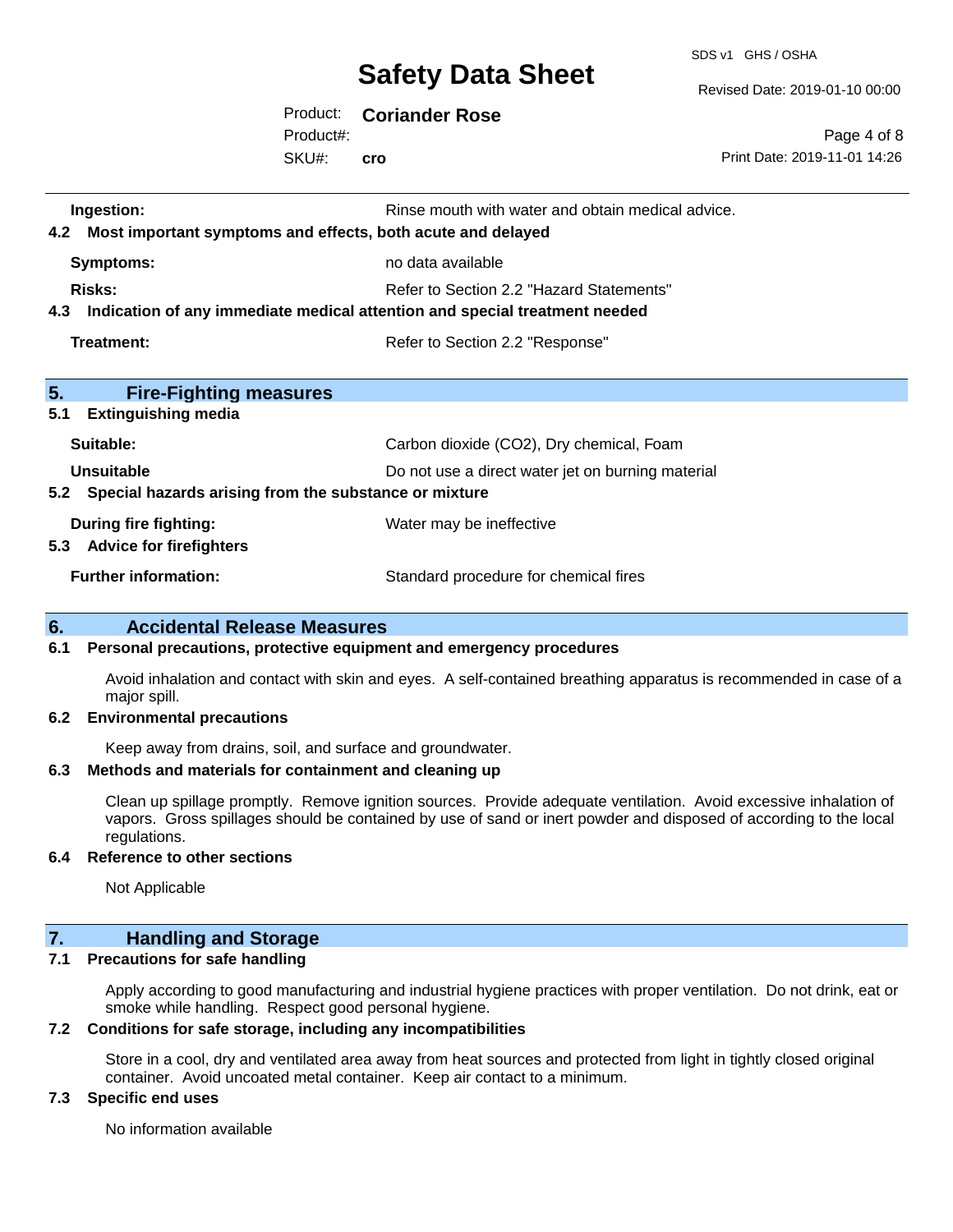| | |
|---|---|
| **Ingestion:** | Rinse mouth with water and obtain medical advice. |

**4.2 Most important symptoms and effects, both acute and delayed**

| | |
|---|---|
| **Symptoms:** | no data available |
| **Risks:** | Refer to Section 2.2 "Hazard Statements" |

**4.3 Indication of any immediate medical attention and special treatment needed**

| | |
|---|---|
| **Treatment:** | Refer to Section 2.2 "Response" |

## 5. Fire-Fighting measures

**5.1 Extinguishing media**

| | |
|---|---|
| **Suitable:** | Carbon dioxide ($CO_2$), Dry chemical, Foam |
| **Unsuitable** | Do not use a direct water jet on burning material |

**5.2 Special hazards arising from the substance or mixture**

| | |
|---|---|
| **During fire fighting:** | Water may be ineffective |

**5.3 Advice for firefighters**

| | |
|---|---|
| **Further information:** | Standard procedure for chemical fires |

## 6. Accidental Release Measures

**6.1 Personal precautions, protective equipment and emergency procedures**

Avoid inhalation and contact with skin and eyes. A self-contained breathing apparatus is recommended in case of a major spill.

**6.2 Environmental precautions**

Keep away from drains, soil, and surface and groundwater.

**6.3 Methods and materials for containment and cleaning up**

Clean up spillage promptly. Remove ignition sources. Provide adequate ventilation. Avoid excessive inhalation of vapors. Gross spillages should be contained by use of sand or inert powder and disposed of according to the local regulations.

**6.4 Reference to other sections**

Not Applicable

## 7. Handling and Storage

**7.1 Precautions for safe handling**

Apply according to good manufacturing and industrial hygiene practices with proper ventilation. Do not drink, eat or smoke while handling. Respect good personal hygiene.

**7.2 Conditions for safe storage, including any incompatibilities**

Store in a cool, dry and ventilated area away from heat sources and protected from light in tightly closed original container. Avoid uncoated metal container. Keep air contact to a minimum.

**7.3 Specific end uses**

No information available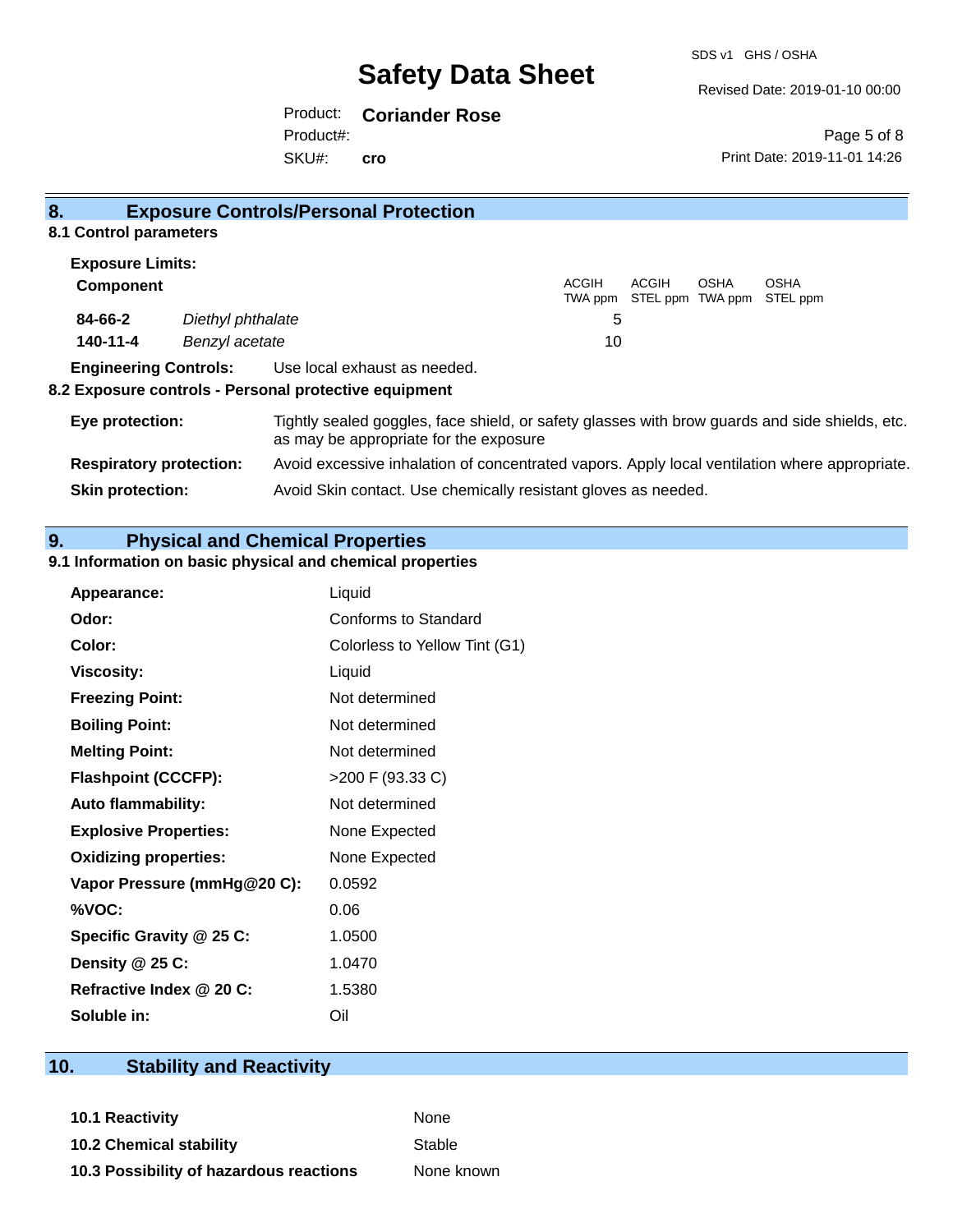## 8. Exposure Controls/Personal Protection

### 8.1 Control parameters

**Exposure Limits:**

| Component | | ACGIH TWA ppm | ACGIH STEL ppm | OSHA TWA ppm | OSHA STEL ppm |
|---|---|---|---|---|---|
| **84-66-2** | *Diethyl phthalate* | 5 | | | |
| **140-11-4** | *Benzyl acetate* | 10 | | | |

**Engineering Controls:** Use local exhaust as needed.

### 8.2 Exposure controls - Personal protective equipment

**Eye protection:** Tightly sealed goggles, face shield, or safety glasses with brow guards and side shields, etc. as may be appropriate for the exposure

**Respiratory protection:** Avoid excessive inhalation of concentrated vapors. Apply local ventilation where appropriate.

**Skin protection:** Avoid Skin contact. Use chemically resistant gloves as needed.

## 9. Physical and Chemical Properties

### 9.1 Information on basic physical and chemical properties

| | |
|---|---|
| **Appearance:** | Liquid |
| **Odor:** | Conforms to Standard |
| **Color:** | Colorless to Yellow Tint (G1) |
| **Viscosity:** | Liquid |
| **Freezing Point:** | Not determined |
| **Boiling Point:** | Not determined |
| **Melting Point:** | Not determined |
| **Flashpoint (CCCFP):** | >200 F (93.33 C) |
| **Auto flammability:** | Not determined |
| **Explosive Properties:** | None Expected |
| **Oxidizing properties:** | None Expected |
| **Vapor Pressure (mmHg@20 C):** | 0.0592 |
| **%VOC:** | 0.06 |
| **Specific Gravity @ 25 C:** | 1.0500 |
| **Density @ 25 C:** | 1.0470 |
| **Refractive Index @ 20 C:** | 1.5380 |
| **Soluble in:** | Oil |

## 10. Stability and Reactivity

| | |
|---|---|
| **10.1 Reactivity** | None |
| **10.2 Chemical stability** | Stable |
| **10.3 Possibility of hazardous reactions** | None known |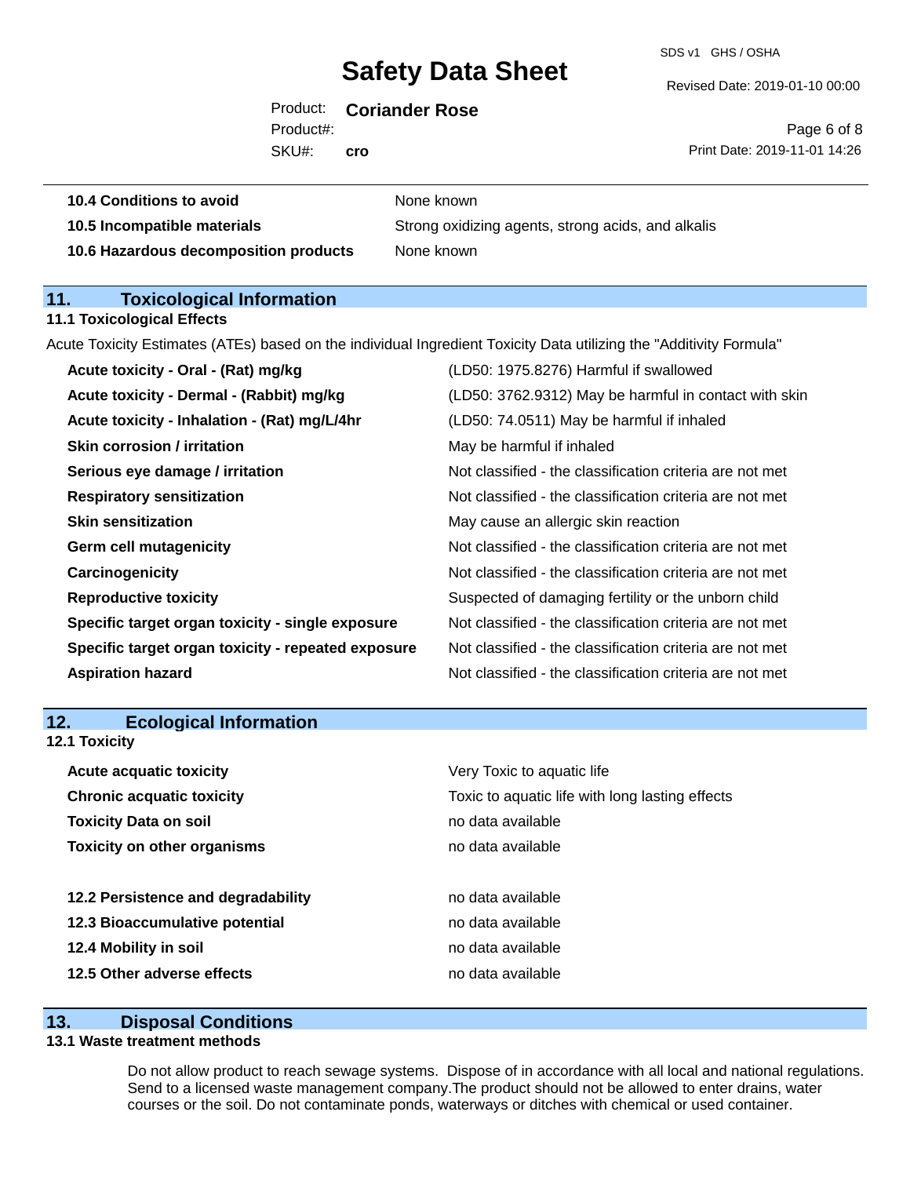| | |
|---|---|
| **10.4 Conditions to avoid** | None known |
| **10.5 Incompatible materials** | Strong oxidizing agents, strong acids, and alkalis |
| **10.6 Hazardous decomposition products** | None known |

## 11. Toxicological Information

### 11.1 Toxicological Effects

Acute Toxicity Estimates (ATEs) based on the individual Ingredient Toxicity Data utilizing the "Additivity Formula"

| | |
|---|---|
| **Acute toxicity - Oral - (Rat) mg/kg** | (LD50: 1975.8276) Harmful if swallowed |
| **Acute toxicity - Dermal - (Rabbit) mg/kg** | (LD50: 3762.9312) May be harmful in contact with skin |
| **Acute toxicity - Inhalation - (Rat) mg/L/4hr** | (LD50: 74.0511) May be harmful if inhaled |
| **Skin corrosion / irritation** | May be harmful if inhaled |
| **Serious eye damage / irritation** | Not classified - the classification criteria are not met |
| **Respiratory sensitization** | Not classified - the classification criteria are not met |
| **Skin sensitization** | May cause an allergic skin reaction |
| **Germ cell mutagenicity** | Not classified - the classification criteria are not met |
| **Carcinogenicity** | Not classified - the classification criteria are not met |
| **Reproductive toxicity** | Suspected of damaging fertility or the unborn child |
| **Specific target organ toxicity - single exposure** | Not classified - the classification criteria are not met |
| **Specific target organ toxicity - repeated exposure** | Not classified - the classification criteria are not met |
| **Aspiration hazard** | Not classified - the classification criteria are not met |

## 12. Ecological Information

### 12.1 Toxicity

| | |
|---|---|
| **Acute acquatic toxicity** | Very Toxic to aquatic life |
| **Chronic acquatic toxicity** | Toxic to aquatic life with long lasting effects |
| **Toxicity Data on soil** | no data available |
| **Toxicity on other organisms** | no data available |

| | |
|---|---|
| **12.2 Persistence and degradability** | no data available |
| **12.3 Bioaccumulative potential** | no data available |
| **12.4 Mobility in soil** | no data available |
| **12.5 Other adverse effects** | no data available |

## 13. Disposal Conditions

### 13.1 Waste treatment methods

Do not allow product to reach sewage systems. Dispose of in accordance with all local and national regulations. Send to a licensed waste management company.The product should not be allowed to enter drains, water courses or the soil. Do not contaminate ponds, waterways or ditches with chemical or used container.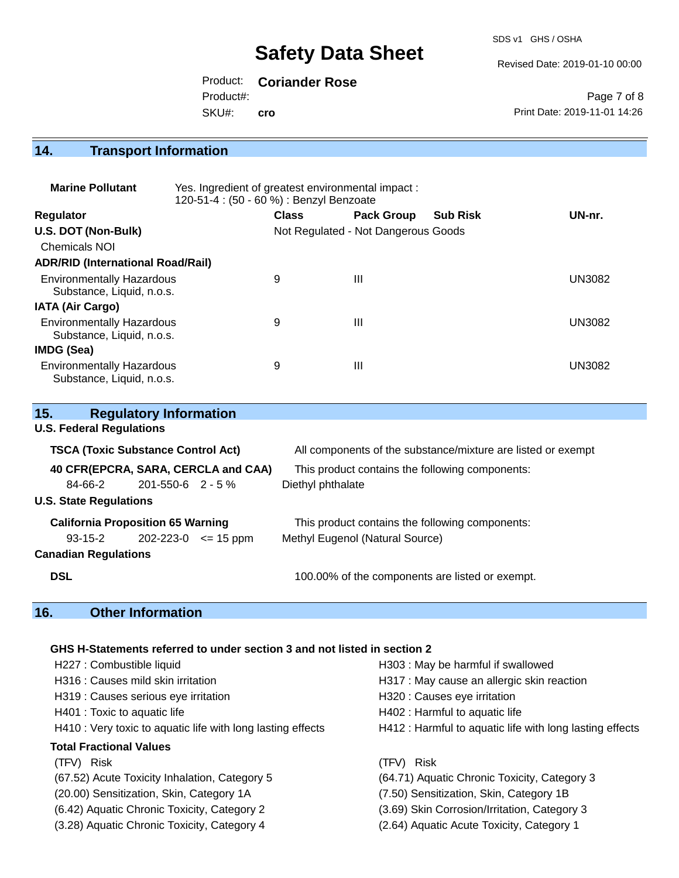## 14. Transport Information

**Marine Pollutant** Yes. Ingredient of greatest environmental impact : 120-51-4 : (50 - 60 %) : Benzyl Benzoate

| Regulator | Class | Pack Group | Sub Risk | UN-nr. |
|---|---|---|---|---|
| **U.S. DOT (Non-Bulk)** | Not Regulated - Not Dangerous Goods | | | |
| Chemicals NOI | | | | |
| **ADR/RID (International Road/Rail)** | | | | |
| Environmentally Hazardous Substance, Liquid, n.o.s. | 9 | III | | UN3082 |
| **IATA (Air Cargo)** | | | | |
| Environmentally Hazardous Substance, Liquid, n.o.s. | 9 | III | | UN3082 |
| **IMDG (Sea)** | | | | |
| Environmentally Hazardous Substance, Liquid, n.o.s. | 9 | III | | UN3082 |

## 15. Regulatory Information

**U.S. Federal Regulations**

**TSCA (Toxic Substance Control Act)** All components of the substance/mixture are listed or exempt

**40 CFR(EPCRA, SARA, CERCLA and CAA)** This product contains the following components:

| | | | |
|---|---|---|---|
| 84-66-2 | 201-550-6 | 2 - 5 % | Diethyl phthalate |

**U.S. State Regulations**

**California Proposition 65 Warning** This product contains the following components:

| | | | |
|---|---|---|---|
| 93-15-2 | 202-223-0 | <= 15 ppm | Methyl Eugenol (Natural Source) |

**Canadian Regulations**

**DSL** 100.00% of the components are listed or exempt.

## 16. Other Information

**GHS H-Statements referred to under section 3 and not listed in section 2**

H227 : Combustible liquid
H303 : May be harmful if swallowed
H316 : Causes mild skin irritation
H317 : May cause an allergic skin reaction
H319 : Causes serious eye irritation
H320 : Causes eye irritation
H401 : Toxic to aquatic life
H402 : Harmful to aquatic life
H410 : Very toxic to aquatic life with long lasting effects
H412 : Harmful to aquatic life with long lasting effects

**Total Fractional Values**

| (TFV) Risk | (TFV) Risk |
|---|---|
| (67.52) Acute Toxicity Inhalation, Category 5 | (64.71) Aquatic Chronic Toxicity, Category 3 |
| (20.00) Sensitization, Skin, Category 1A | (7.50) Sensitization, Skin, Category 1B |
| (6.42) Aquatic Chronic Toxicity, Category 2 | (3.69) Skin Corrosion/Irritation, Category 3 |
| (3.28) Aquatic Chronic Toxicity, Category 4 | (2.64) Aquatic Acute Toxicity, Category 1 |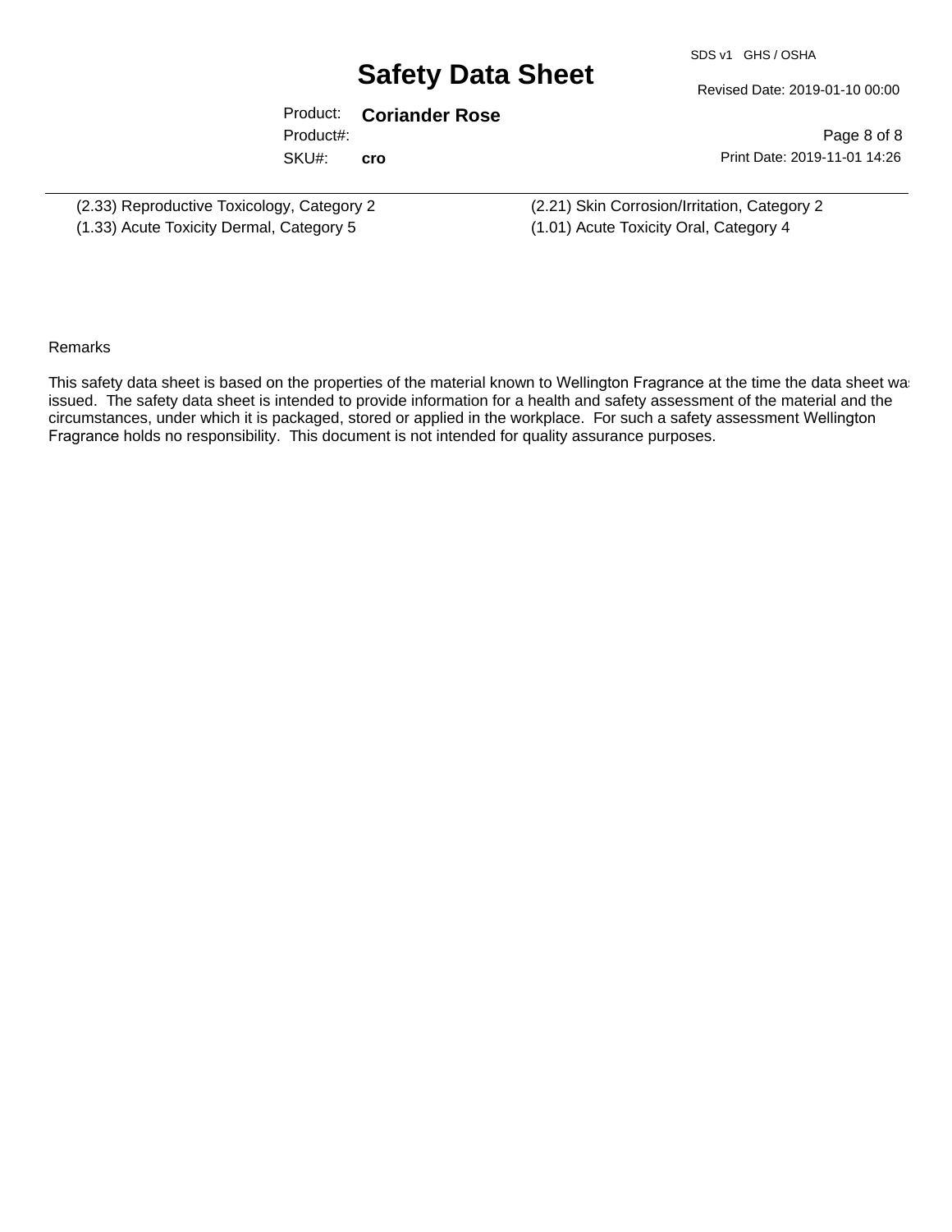(2.33) Reproductive Toxicology, Category 2

(2.21) Skin Corrosion/Irritation, Category 2

(1.33) Acute Toxicity Dermal, Category 5

(1.01) Acute Toxicity Oral, Category 4

Remarks

This safety data sheet is based on the properties of the material known to Wellington Fragrance at the time the data sheet was issued. The safety data sheet is intended to provide information for a health and safety assessment of the material and the circumstances, under which it is packaged, stored or applied in the workplace. For such a safety assessment Wellington Fragrance holds no responsibility. This document is not intended for quality assurance purposes.